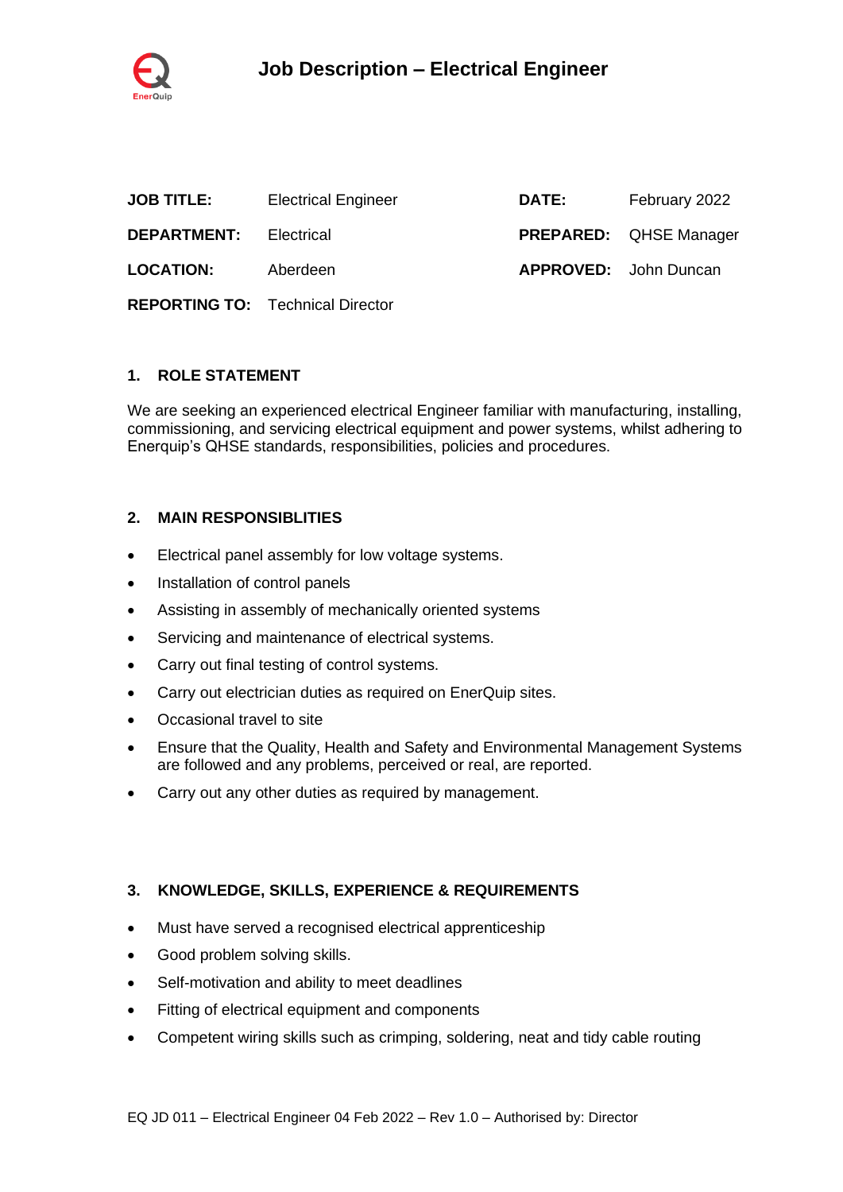# Job Description – Electrical Engineer

| | | | |
|---|---|---|---|
| **JOB TITLE:** | Electrical Engineer | **DATE:** | February 2022 |
| **DEPARTMENT:** | Electrical | **PREPARED:** | QHSE Manager |
| **LOCATION:** | Aberdeen | **APPROVED:** | John Duncan |
| **REPORTING TO:** | Technical Director | | |

## 1. ROLE STATEMENT

We are seeking an experienced electrical Engineer familiar with manufacturing, installing, commissioning, and servicing electrical equipment and power systems, whilst adhering to Enerquip's QHSE standards, responsibilities, policies and procedures.

## 2. MAIN RESPONSIBLITIES

- Electrical panel assembly for low voltage systems.
- Installation of control panels
- Assisting in assembly of mechanically oriented systems
- Servicing and maintenance of electrical systems.
- Carry out final testing of control systems.
- Carry out electrician duties as required on EnerQuip sites.
- Occasional travel to site
- Ensure that the Quality, Health and Safety and Environmental Management Systems are followed and any problems, perceived or real, are reported.
- Carry out any other duties as required by management.

## 3. KNOWLEDGE, SKILLS, EXPERIENCE & REQUIREMENTS

- Must have served a recognised electrical apprenticeship
- Good problem solving skills.
- Self-motivation and ability to meet deadlines
- Fitting of electrical equipment and components
- Competent wiring skills such as crimping, soldering, neat and tidy cable routing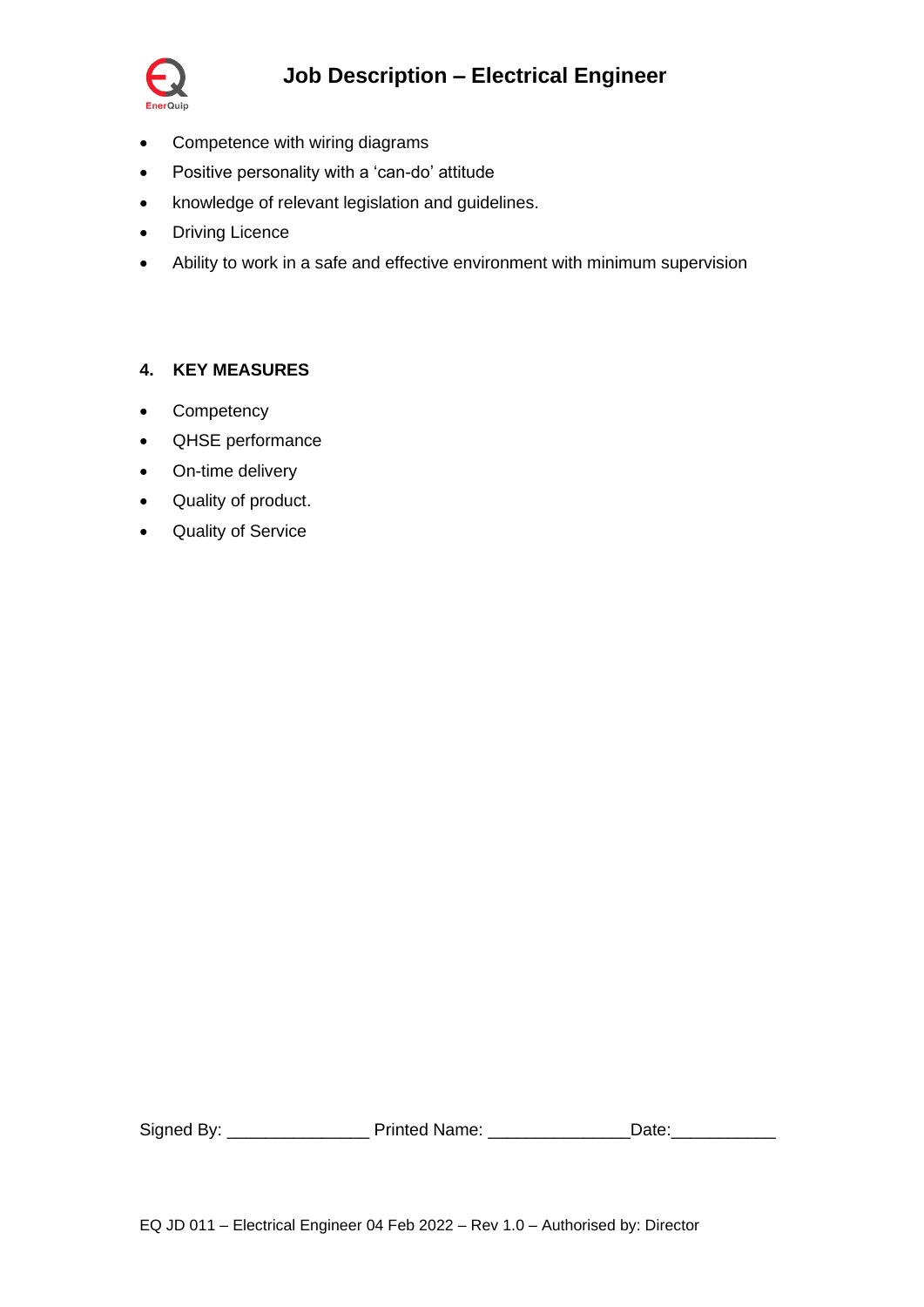- Competence with wiring diagrams
- Positive personality with a 'can-do' attitude
- knowledge of relevant legislation and guidelines.
- Driving Licence
- Ability to work in a safe and effective environment with minimum supervision

## 4. KEY MEASURES

- Competency
- QHSE performance
- On-time delivery
- Quality of product.
- Quality of Service

Signed By: _______________ Printed Name: _______________Date:___________

EQ JD 011 – Electrical Engineer 04 Feb 2022 – Rev 1.0 – Authorised by: Director